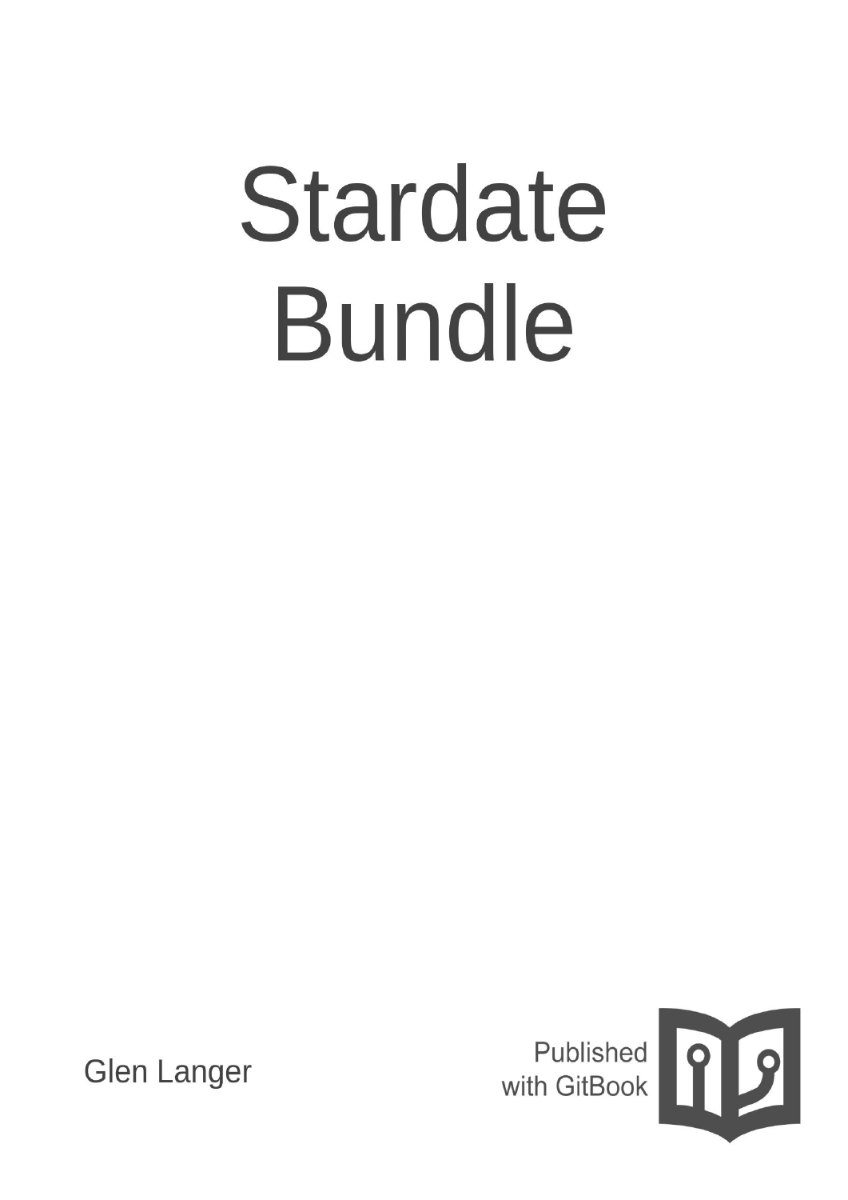# Stardate Bundle

Glen Langer

Published with GitBook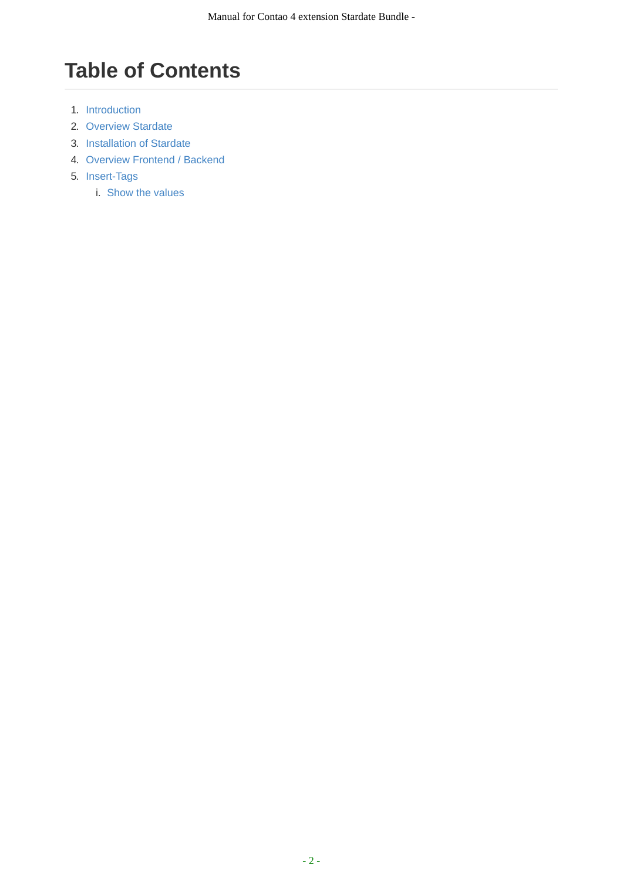# Table of Contents

1. Introduction
2. Overview Stardate
3. Installation of Stardate
4. Overview Frontend / Backend
5. Insert-Tags
    i. Show the values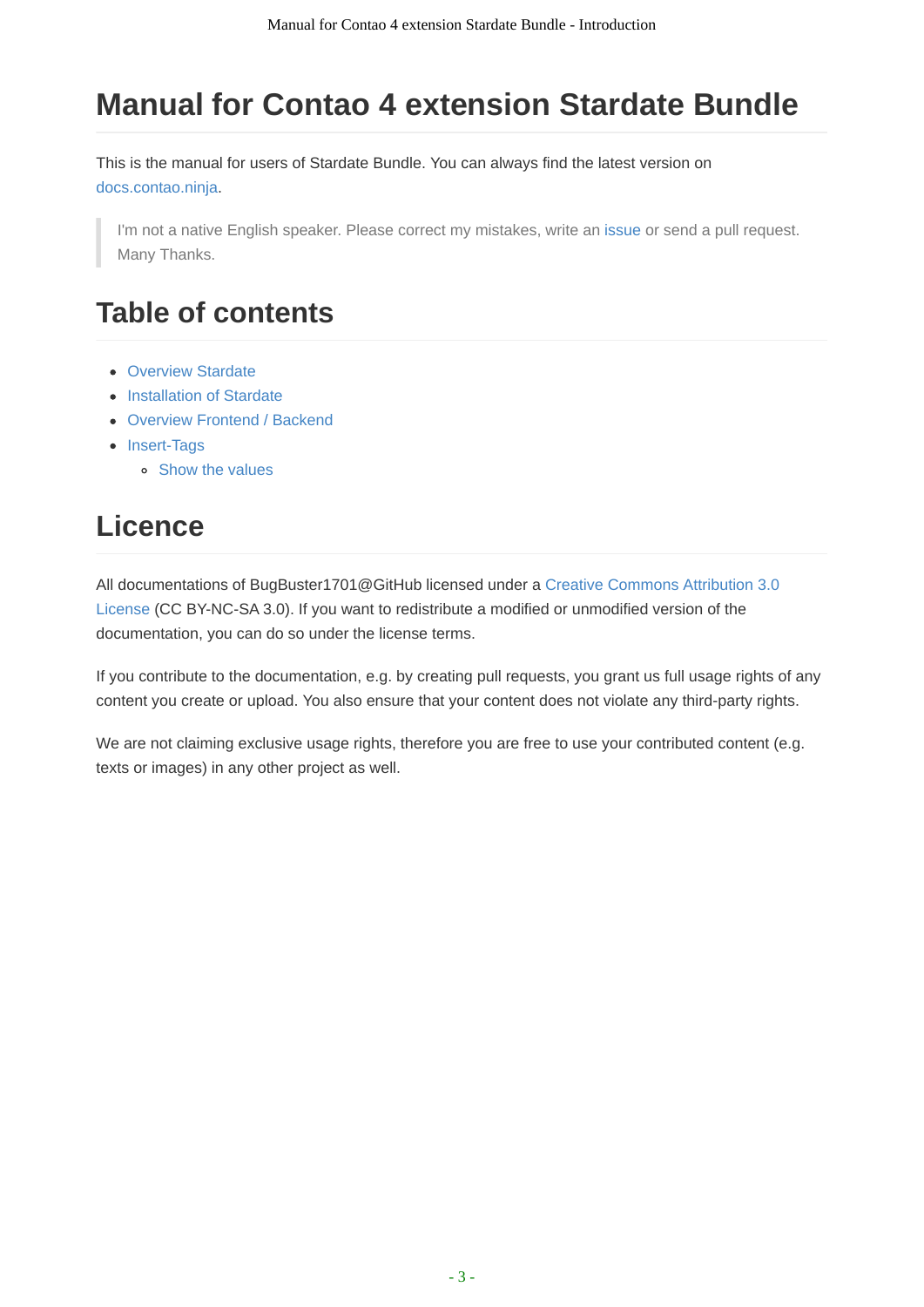# Manual for Contao 4 extension Stardate Bundle

This is the manual for users of Stardate Bundle. You can always find the latest version on docs.contao.ninja.

> I'm not a native English speaker. Please correct my mistakes, write an issue or send a pull request. Many Thanks.

## Table of contents

- Overview Stardate
- Installation of Stardate
- Overview Frontend / Backend
- Insert-Tags
  - Show the values

## Licence

All documentations of BugBuster1701@GitHub licensed under a Creative Commons Attribution 3.0 License (CC BY-NC-SA 3.0). If you want to redistribute a modified or unmodified version of the documentation, you can do so under the license terms.

If you contribute to the documentation, e.g. by creating pull requests, you grant us full usage rights of any content you create or upload. You also ensure that your content does not violate any third-party rights.

We are not claiming exclusive usage rights, therefore you are free to use your contributed content (e.g. texts or images) in any other project as well.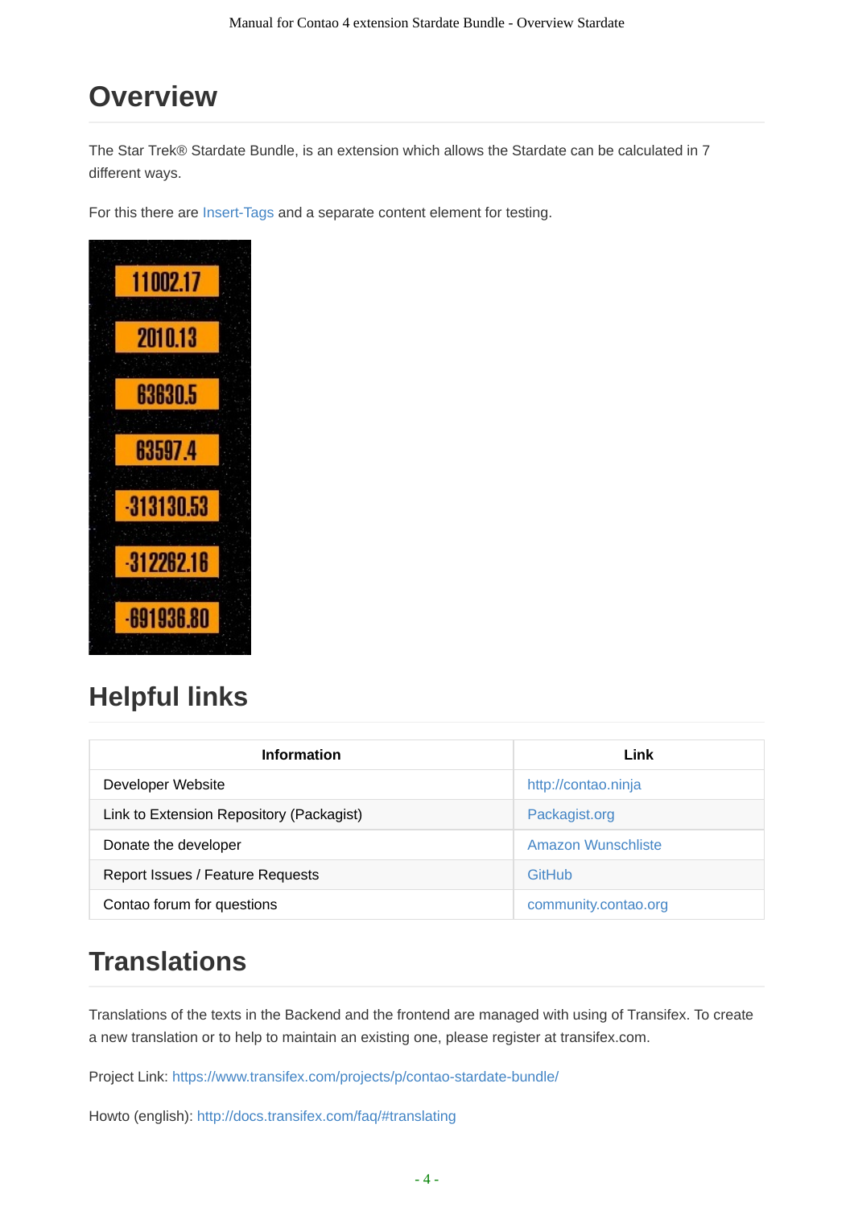# Overview

The Star Trek® Stardate Bundle, is an extension which allows the Stardate can be calculated in 7 different ways.

For this there are Insert-Tags and a separate content element for testing.

## Helpful links

| Information | Link |
| --- | --- |
| Developer Website | http://contao.ninja |
| Link to Extension Repository (Packagist) | Packagist.org |
| Donate the developer | Amazon Wunschliste |
| Report Issues / Feature Requests | GitHub |
| Contao forum for questions | community.contao.org |

## Translations

Translations of the texts in the Backend and the frontend are managed with using of Transifex. To create a new translation or to help to maintain an existing one, please register at transifex.com.

Project Link: https://www.transifex.com/projects/p/contao-stardate-bundle/

Howto (english): http://docs.transifex.com/faq/#translating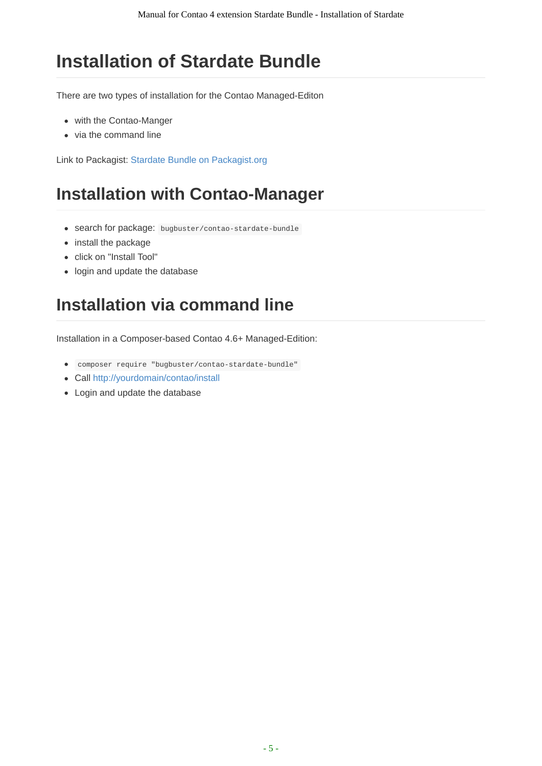# Installation of Stardate Bundle

There are two types of installation for the Contao Managed-Editon

- with the Contao-Manger
- via the command line

Link to Packagist: Stardate Bundle on Packagist.org

# Installation with Contao-Manager

- search for package: `bugbuster/contao-stardate-bundle`
- install the package
- click on "Install Tool"
- login and update the database

# Installation via command line

Installation in a Composer-based Contao 4.6+ Managed-Edition:

- `composer require "bugbuster/contao-stardate-bundle"`
- Call http://yourdomain/contao/install
- Login and update the database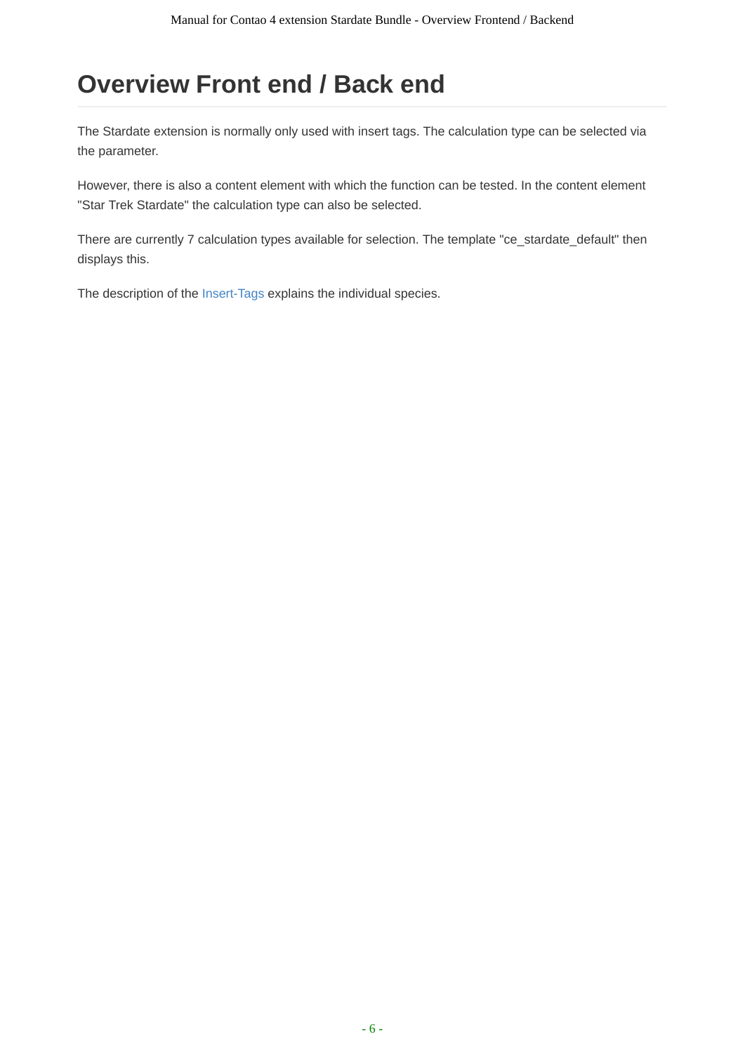# Overview Front end / Back end

The Stardate extension is normally only used with insert tags. The calculation type can be selected via the parameter.

However, there is also a content element with which the function can be tested. In the content element "Star Trek Stardate" the calculation type can also be selected.

There are currently 7 calculation types available for selection. The template "ce_stardate_default" then displays this.

The description of the Insert-Tags explains the individual species.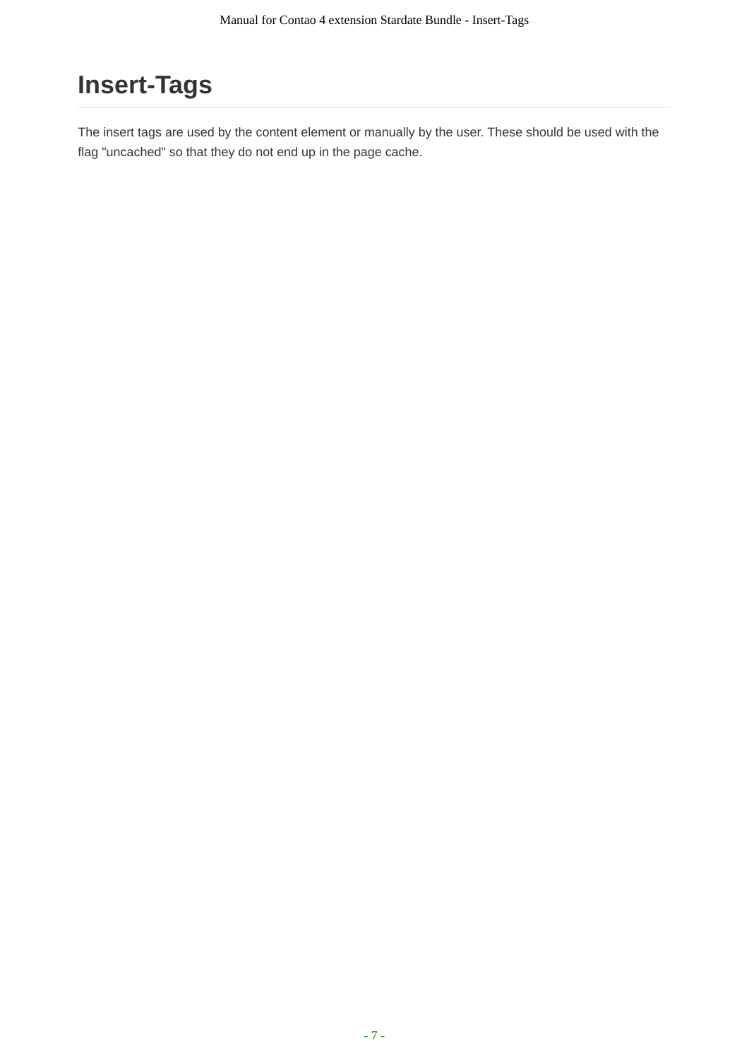# Insert-Tags

The insert tags are used by the content element or manually by the user. These should be used with the flag "uncached" so that they do not end up in the page cache.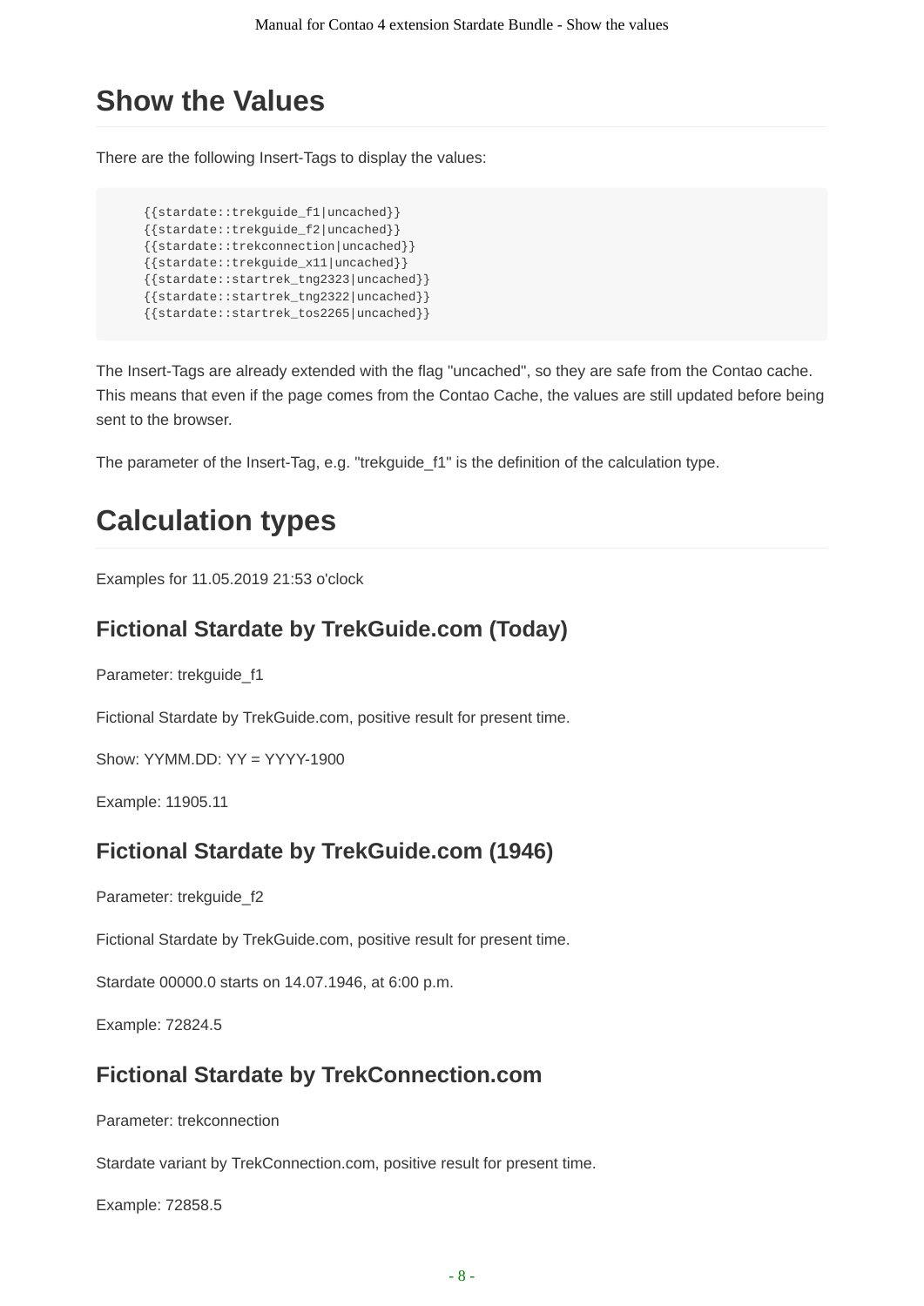# Show the Values

There are the following Insert-Tags to display the values:

```
{{stardate::trekguide_f1|uncached}}
{{stardate::trekguide_f2|uncached}}
{{stardate::trekconnection|uncached}}
{{stardate::trekguide_x11|uncached}}
{{stardate::startrek_tng2323|uncached}}
{{stardate::startrek_tng2322|uncached}}
{{stardate::startrek_tos2265|uncached}}
```

The Insert-Tags are already extended with the flag "uncached", so they are safe from the Contao cache. This means that even if the page comes from the Contao Cache, the values are still updated before being sent to the browser.

The parameter of the Insert-Tag, e.g. "trekguide_f1" is the definition of the calculation type.

# Calculation types

Examples for 11.05.2019 21:53 o'clock

## Fictional Stardate by TrekGuide.com (Today)

Parameter: trekguide_f1

Fictional Stardate by TrekGuide.com, positive result for present time.

Show: YYMM.DD: YY = YYYY-1900

Example: 11905.11

## Fictional Stardate by TrekGuide.com (1946)

Parameter: trekguide_f2

Fictional Stardate by TrekGuide.com, positive result for present time.

Stardate 00000.0 starts on 14.07.1946, at 6:00 p.m.

Example: 72824.5

## Fictional Stardate by TrekConnection.com

Parameter: trekconnection

Stardate variant by TrekConnection.com, positive result for present time.

Example: 72858.5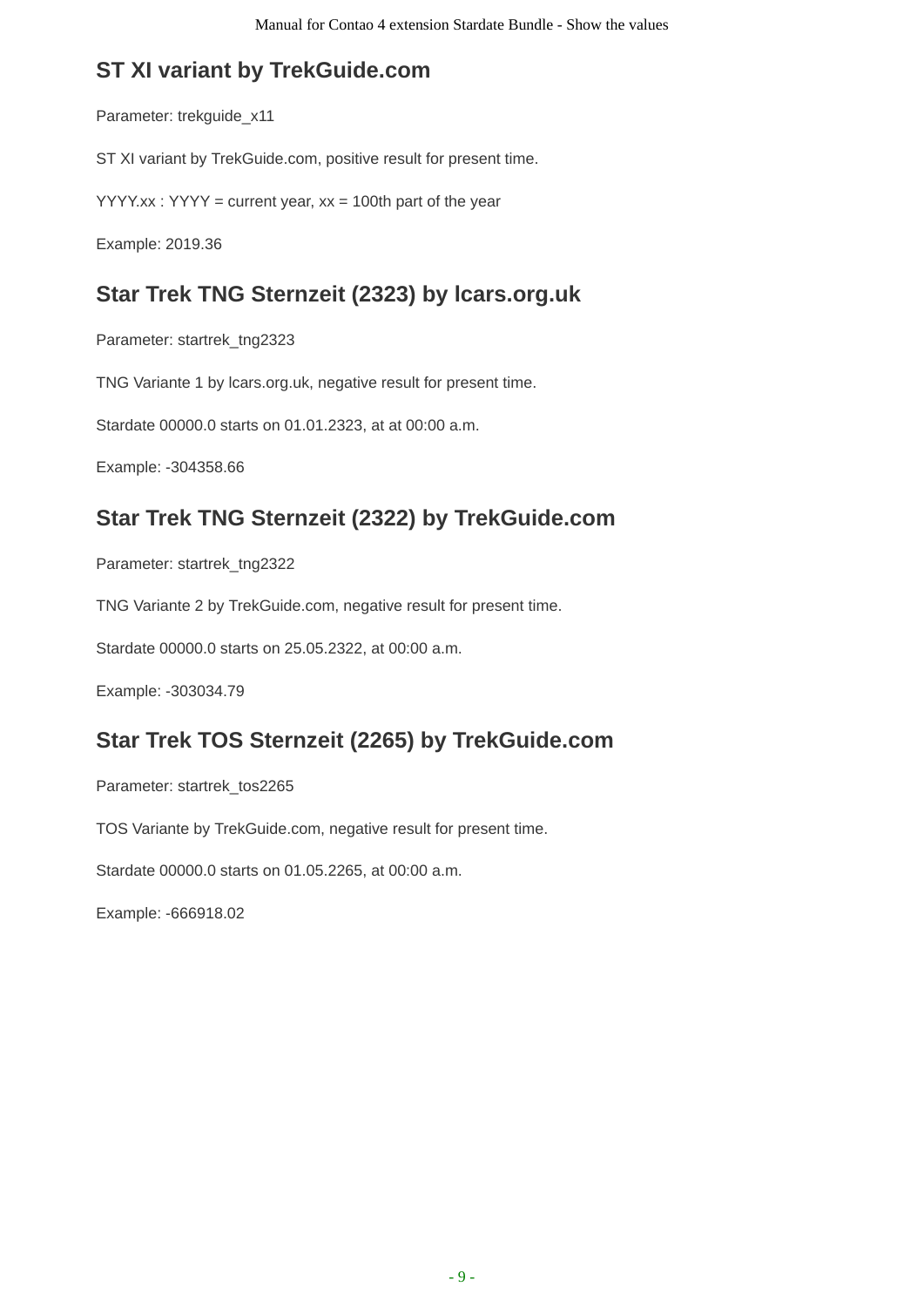## ST XI variant by TrekGuide.com

Parameter: trekguide_x11

ST XI variant by TrekGuide.com, positive result for present time.

YYYY.xx : YYYY = current year, xx = 100th part of the year

Example: 2019.36

## Star Trek TNG Sternzeit (2323) by lcars.org.uk

Parameter: startrek_tng2323

TNG Variante 1 by lcars.org.uk, negative result for present time.

Stardate 00000.0 starts on 01.01.2323, at at 00:00 a.m.

Example: -304358.66

## Star Trek TNG Sternzeit (2322) by TrekGuide.com

Parameter: startrek_tng2322

TNG Variante 2 by TrekGuide.com, negative result for present time.

Stardate 00000.0 starts on 25.05.2322, at 00:00 a.m.

Example: -303034.79

## Star Trek TOS Sternzeit (2265) by TrekGuide.com

Parameter: startrek_tos2265

TOS Variante by TrekGuide.com, negative result for present time.

Stardate 00000.0 starts on 01.05.2265, at 00:00 a.m.

Example: -666918.02